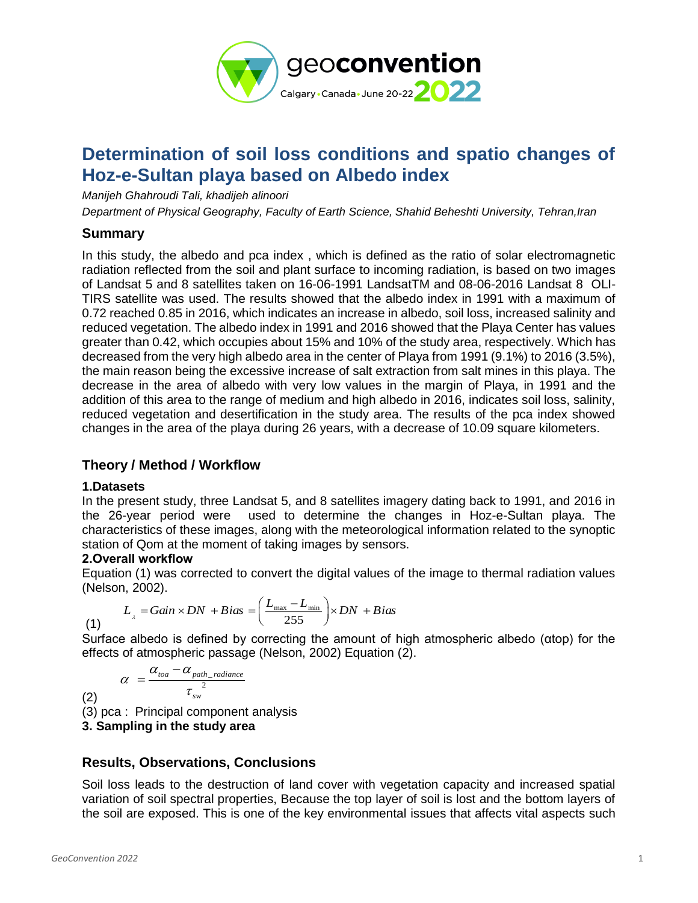# Determination of soil loss conditions and spatio changes of Hoz-e-Sultan playa based on Albedo index

*Manijeh Ghahroudi Tali, khadijeh alinoori*

*Department of Physical Geography, Faculty of Earth Science, Shahid Beheshti University, Tehran,Iran*

## Summary

In this study, the albedo and pca index , which is defined as the ratio of solar electromagnetic radiation reflected from the soil and plant surface to incoming radiation, is based on two images of Landsat 5 and 8 satellites taken on 16-06-1991 LandsatTM and 08-06-2016 Landsat 8 OLI-TIRS satellite was used. The results showed that the albedo index in 1991 with a maximum of 0.72 reached 0.85 in 2016, which indicates an increase in albedo, soil loss, increased salinity and reduced vegetation. The albedo index in 1991 and 2016 showed that the Playa Center has values greater than 0.42, which occupies about 15% and 10% of the study area, respectively. Which has decreased from the very high albedo area in the center of Playa from 1991 (9.1%) to 2016 (3.5%), the main reason being the excessive increase of salt extraction from salt mines in this playa. The decrease in the area of albedo with very low values in the margin of Playa, in 1991 and the addition of this area to the range of medium and high albedo in 2016, indicates soil loss, salinity, reduced vegetation and desertification in the study area. The results of the pca index showed changes in the area of the playa during 26 years, with a decrease of 10.09 square kilometers.

## Theory / Method / Workflow

**1.Datasets**

In the present study, three Landsat 5, and 8 satellites imagery dating back to 1991, and 2016 in the 26-year period were used to determine the changes in Hoz-e-Sultan playa. The characteristics of these images, along with the meteorological information related to the synoptic station of Qom at the moment of taking images by sensors.

**2.Overall workflow**

Equation (1) was corrected to convert the digital values of the image to thermal radiation values (Nelson, 2002).

$$L_{\lambda} = Gain \times DN + Bias = \left(\frac{L_{\max} - L_{\min}}{255}\right) \times DN + Bias \quad (1)$$

Surface albedo is defined by correcting the amount of high atmospheric albedo (αtop) for the effects of atmospheric passage (Nelson, 2002) Equation (2).

$$\alpha = \frac{\alpha_{toa} - \alpha_{path\_radiance}}{\tau_{sw}^{2}} \quad (2)$$

(3) pca : Principal component analysis

**3. Sampling in the study area**

## Results, Observations, Conclusions

Soil loss leads to the destruction of land cover with vegetation capacity and increased spatial variation of soil spectral properties, Because the top layer of soil is lost and the bottom layers of the soil are exposed. This is one of the key environmental issues that affects vital aspects such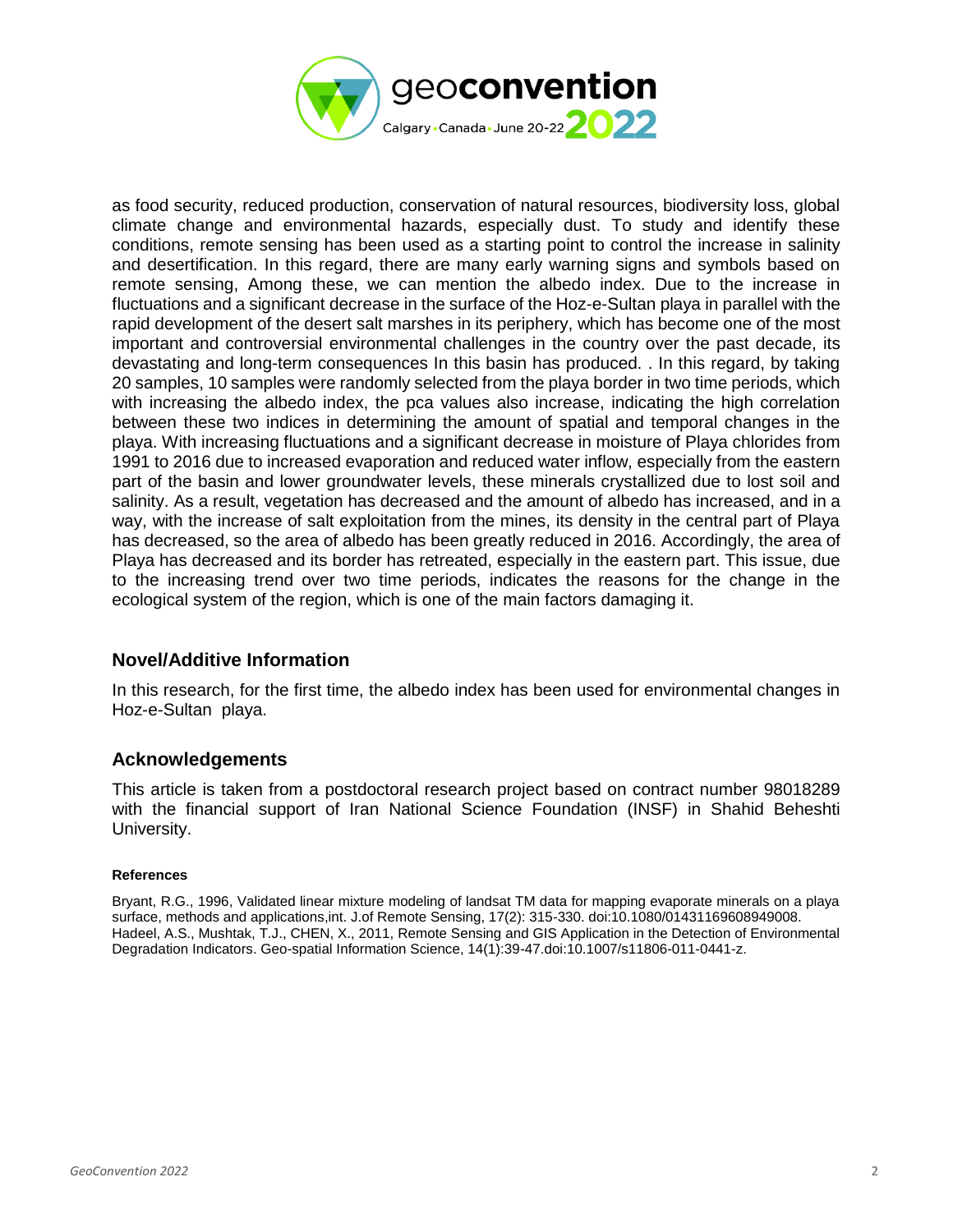as food security, reduced production, conservation of natural resources, biodiversity loss, global climate change and environmental hazards, especially dust. To study and identify these conditions, remote sensing has been used as a starting point to control the increase in salinity and desertification. In this regard, there are many early warning signs and symbols based on remote sensing, Among these, we can mention the albedo index. Due to the increase in fluctuations and a significant decrease in the surface of the Hoz-e-Sultan playa in parallel with the rapid development of the desert salt marshes in its periphery, which has become one of the most important and controversial environmental challenges in the country over the past decade, its devastating and long-term consequences In this basin has produced. . In this regard, by taking 20 samples, 10 samples were randomly selected from the playa border in two time periods, which with increasing the albedo index, the pca values also increase, indicating the high correlation between these two indices in determining the amount of spatial and temporal changes in the playa. With increasing fluctuations and a significant decrease in moisture of Playa chlorides from 1991 to 2016 due to increased evaporation and reduced water inflow, especially from the eastern part of the basin and lower groundwater levels, these minerals crystallized due to lost soil and salinity. As a result, vegetation has decreased and the amount of albedo has increased, and in a way, with the increase of salt exploitation from the mines, its density in the central part of Playa has decreased, so the area of albedo has been greatly reduced in 2016. Accordingly, the area of Playa has decreased and its border has retreated, especially in the eastern part. This issue, due to the increasing trend over two time periods, indicates the reasons for the change in the ecological system of the region, which is one of the main factors damaging it.

## Novel/Additive Information

In this research, for the first time, the albedo index has been used for environmental changes in Hoz-e-Sultan playa.

## Acknowledgements

This article is taken from a postdoctoral research project based on contract number 98018289 with the financial support of Iran National Science Foundation (INSF) in Shahid Beheshti University.

#### References

Bryant, R.G., 1996, Validated linear mixture modeling of landsat TM data for mapping evaporate minerals on a playa surface, methods and applications,int. J.of Remote Sensing, 17(2): 315-330. doi:10.1080/01431169608949008.
Hadeel, A.S., Mushtak, T.J., CHEN, X., 2011, Remote Sensing and GIS Application in the Detection of Environmental Degradation Indicators. Geo-spatial Information Science, 14(1):39-47.doi:10.1007/s11806-011-0441-z.